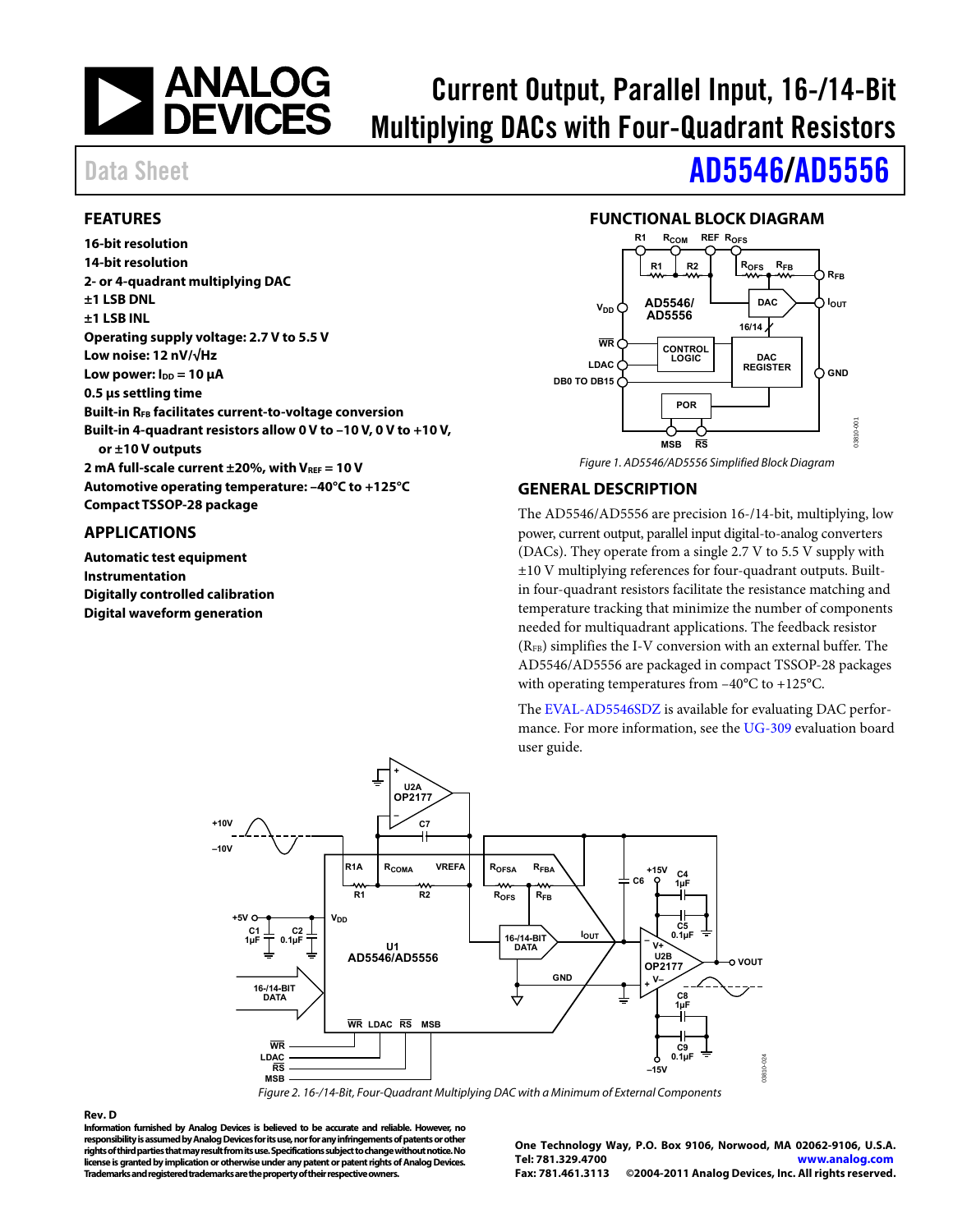# Current Output, Parallel Input, 16-/14-Bit Multiplying DACs with Four-Quadrant Resistors

Data Sheet

# AD5546/AD5556

## FEATURES

- **16-bit resolution**
- **14-bit resolution**
- **2- or 4-quadrant multiplying DAC**
- **±1 LSB DNL**
- **±1 LSB INL**
- **Operating supply voltage: 2.7 V to 5.5 V**
- **Low noise: 12 nV/√Hz**
- **Low power: $I_{DD}$ = 10 µA**
- **0.5 µs settling time**
- **Built-in $R_{FB}$ facilitates current-to-voltage conversion**
- **Built-in 4-quadrant resistors allow 0 V to −10 V, 0 V to +10 V, or ±10 V outputs**
- **2 mA full-scale current ±20%, with $V_{REF}$ = 10 V**
- **Automotive operating temperature: −40°C to +125°C**
- **Compact TSSOP-28 package**

## APPLICATIONS

- **Automatic test equipment**
- **Instrumentation**
- **Digitally controlled calibration**
- **Digital waveform generation**

## FUNCTIONAL BLOCK DIAGRAM

Figure 1. AD5546/AD5556 Simplified Block Diagram

## GENERAL DESCRIPTION

The AD5546/AD5556 are precision 16-/14-bit, multiplying, low power, current output, parallel input digital-to-analog converters (DACs). They operate from a single 2.7 V to 5.5 V supply with ±10 V multiplying references for four-quadrant outputs. Built-in four-quadrant resistors facilitate the resistance matching and temperature tracking that minimize the number of components needed for multiquadrant applications. The feedback resistor ($R_{FB}$) simplifies the I-V conversion with an external buffer. The AD5546/AD5556 are packaged in compact TSSOP-28 packages with operating temperatures from −40°C to +125°C.

The EVAL-AD5546SDZ is available for evaluating DAC performance. For more information, see the UG-309 evaluation board user guide.

Figure 2. 16-/14-Bit, Four-Quadrant Multiplying DAC with a Minimum of External Components

**Rev. D**

**Information furnished by Analog Devices is believed to be accurate and reliable. However, no responsibility is assumed by Analog Devices for its use, nor for any infringements of patents or other rights of third parties that may result from its use. Specifications subject to change without notice. No license is granted by implication or otherwise under any patent or patent rights of Analog Devices. Trademarks and registered trademarks are the property of their respective owners.**

**One Technology Way, P.O. Box 9106, Norwood, MA 02062-9106, U.S.A.**
**Tel: 781.329.4700 www.analog.com**
**Fax: 781.461.3113 ©2004-2011 Analog Devices, Inc. All rights reserved.**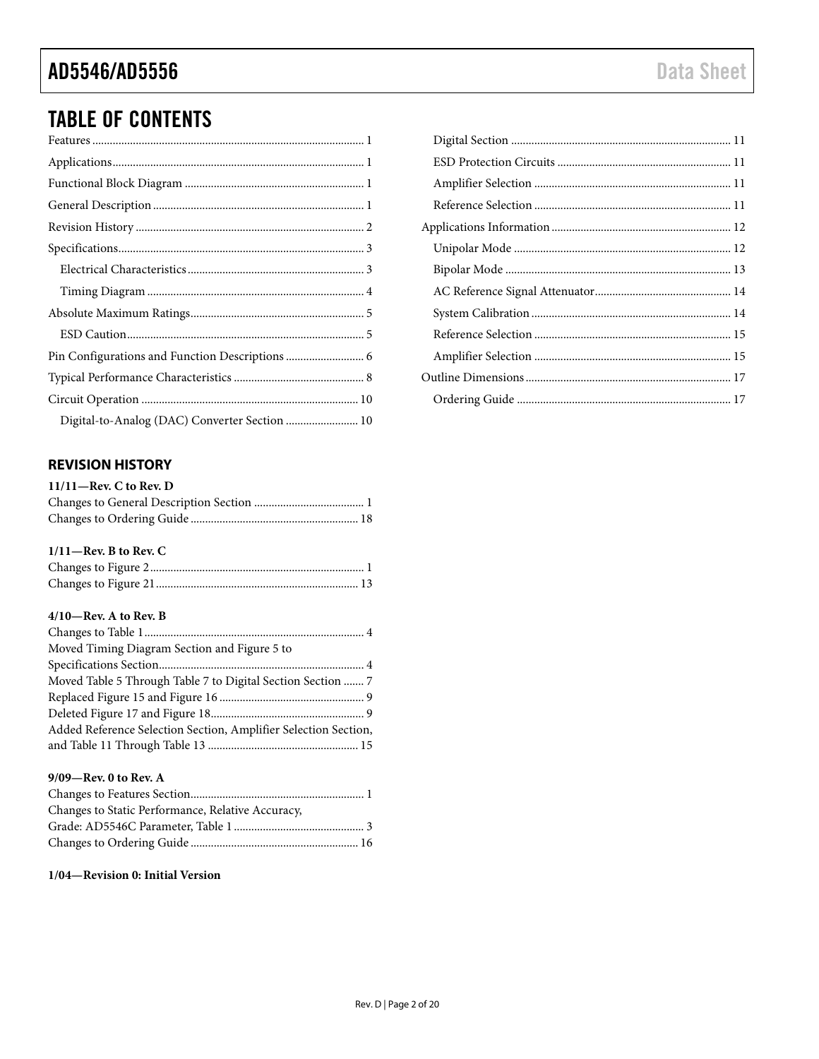## TABLE OF CONTENTS

Features ... 1
Applications ... 1
Functional Block Diagram ... 1
General Description ... 1
Revision History ... 2
Specifications ... 3
  Electrical Characteristics ... 3
  Timing Diagram ... 4
Absolute Maximum Ratings ... 5
  ESD Caution ... 5
Pin Configurations and Function Descriptions ... 6
Typical Performance Characteristics ... 8
Circuit Operation ... 10
  Digital-to-Analog (DAC) Converter Section ... 10
  Digital Section ... 11
  ESD Protection Circuits ... 11
  Amplifier Selection ... 11
  Reference Selection ... 11
Applications Information ... 12
  Unipolar Mode ... 12
  Bipolar Mode ... 13
  AC Reference Signal Attenuator ... 14
  System Calibration ... 14
  Reference Selection ... 15
  Amplifier Selection ... 15
Outline Dimensions ... 17
  Ordering Guide ... 17

### REVISION HISTORY

**11/11—Rev. C to Rev. D**

Changes to General Description Section ... 1
Changes to Ordering Guide ... 18

**1/11—Rev. B to Rev. C**

Changes to Figure 2 ... 1
Changes to Figure 21 ... 13

**4/10—Rev. A to Rev. B**

Changes to Table 1 ... 4
Moved Timing Diagram Section and Figure 5 to Specifications Section ... 4
Moved Table 5 Through Table 7 to Digital Section Section ... 7
Replaced Figure 15 and Figure 16 ... 9
Deleted Figure 17 and Figure 18 ... 9
Added Reference Selection Section, Amplifier Selection Section, and Table 11 Through Table 13 ... 15

**9/09—Rev. 0 to Rev. A**

Changes to Features Section ... 1
Changes to Static Performance, Relative Accuracy, Grade: AD5546C Parameter, Table 1 ... 3
Changes to Ordering Guide ... 16

**1/04—Revision 0: Initial Version**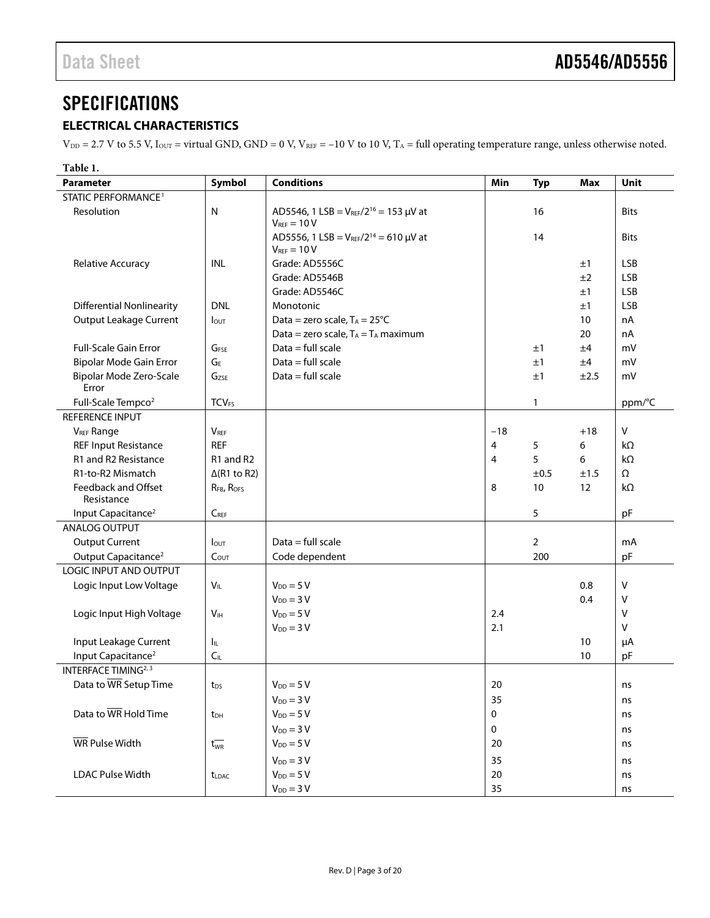# SPECIFICATIONS

## ELECTRICAL CHARACTERISTICS

$V_{DD}$ = 2.7 V to 5.5 V, $I_{OUT}$ = virtual GND, GND = 0 V, $V_{REF}$ = −10 V to 10 V, $T_A$ = full operating temperature range, unless otherwise noted.

**Table 1.**

| Parameter | Symbol | Conditions | Min | Typ | Max | Unit |
|---|---|---|---|---|---|---|
| STATIC PERFORMANCE[1] | | | | | | |
| Resolution | N | AD5546, 1 LSB = $V_{REF}/2^{16}$ = 153 μV at $V_{REF}$ = 10 V | | 16 | | Bits |
| | | AD5556, 1 LSB = $V_{REF}/2^{14}$ = 610 μV at $V_{REF}$ = 10 V | | 14 | | Bits |
| Relative Accuracy | INL | Grade: AD5556C | | | ±1 | LSB |
| | | Grade: AD5546B | | | ±2 | LSB |
| | | Grade: AD5546C | | | ±1 | LSB |
| Differential Nonlinearity | DNL | Monotonic | | | ±1 | LSB |
| Output Leakage Current | $I_{OUT}$ | Data = zero scale, $T_A$ = 25°C | | | 10 | nA |
| | | Data = zero scale, $T_A$ = $T_A$ maximum | | | 20 | nA |
| Full-Scale Gain Error | $G_{FSE}$ | Data = full scale | | ±1 | ±4 | mV |
| Bipolar Mode Gain Error | $G_E$ | Data = full scale | | ±1 | ±4 | mV |
| Bipolar Mode Zero-Scale Error | $G_{ZSE}$ | Data = full scale | | ±1 | ±2.5 | mV |
| Full-Scale Tempco[2] | $TCV_{FS}$ | | | 1 | | ppm/°C |
| REFERENCE INPUT | | | | | | |
| $V_{REF}$ Range | $V_{REF}$ | | −18 | | +18 | V |
| REF Input Resistance | REF | | 4 | 5 | 6 | kΩ |
| R1 and R2 Resistance | R1 and R2 | | 4 | 5 | 6 | kΩ |
| R1-to-R2 Mismatch | Δ(R1 to R2) | | | ±0.5 | ±1.5 | Ω |
| Feedback and Offset Resistance | $R_{FB}$, $R_{OFS}$ | | 8 | 10 | 12 | kΩ |
| Input Capacitance[2] | $C_{REF}$ | | | 5 | | pF |
| ANALOG OUTPUT | | | | | | |
| Output Current | $I_{OUT}$ | Data = full scale | | 2 | | mA |
| Output Capacitance[2] | $C_{OUT}$ | Code dependent | | 200 | | pF |
| LOGIC INPUT AND OUTPUT | | | | | | |
| Logic Input Low Voltage | $V_{IL}$ | $V_{DD}$ = 5 V | | | 0.8 | V |
| | | $V_{DD}$ = 3 V | | | 0.4 | V |
| Logic Input High Voltage | $V_{IH}$ | $V_{DD}$ = 5 V | 2.4 | | | V |
| | | $V_{DD}$ = 3 V | 2.1 | | | V |
| Input Leakage Current | $I_{IL}$ | | | | 10 | μA |
| Input Capacitance[2] | $C_{IL}$ | | | | 10 | pF |
| INTERFACE TIMING[2, 3] | | | | | | |
| Data to $\overline{WR}$ Setup Time | $t_{DS}$ | $V_{DD}$ = 5 V | 20 | | | ns |
| | | $V_{DD}$ = 3 V | 35 | | | ns |
| Data to $\overline{WR}$ Hold Time | $t_{DH}$ | $V_{DD}$ = 5 V | 0 | | | ns |
| | | $V_{DD}$ = 3 V | 0 | | | ns |
| $\overline{WR}$ Pulse Width | $t_{\overline{WR}}$ | $V_{DD}$ = 5 V | 20 | | | ns |
| | | $V_{DD}$ = 3 V | 35 | | | ns |
| LDAC Pulse Width | $t_{LDAC}$ | $V_{DD}$ = 5 V | 20 | | | ns |
| | | $V_{DD}$ = 3 V | 35 | | | ns |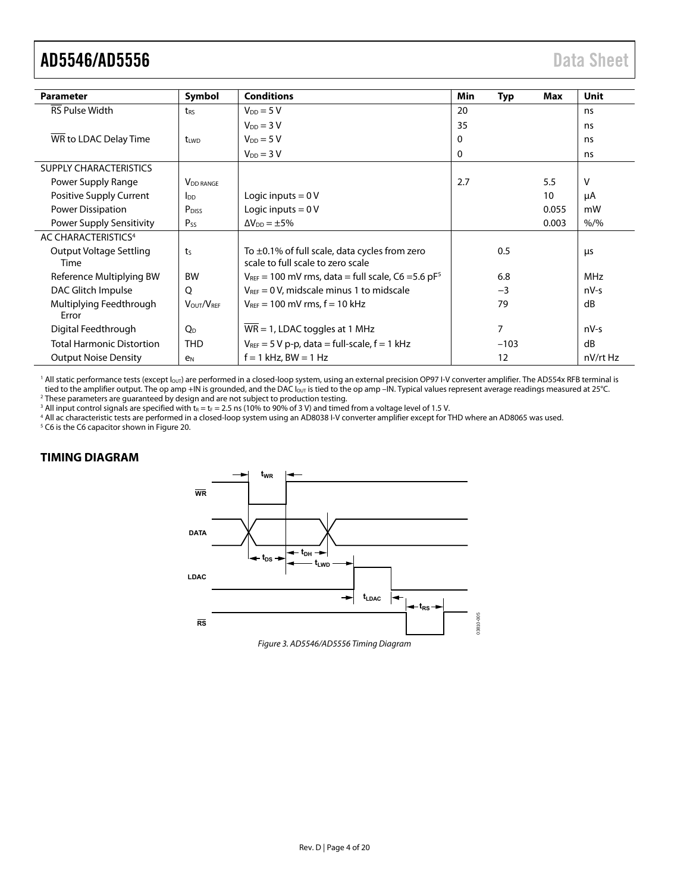| Parameter | Symbol | Conditions | Min | Typ | Max | Unit |
|---|---|---|---|---|---|---|
| $\overline{RS}$ Pulse Width | $t_{RS}$ | $V_{DD}$ = 5 V | 20 | | | ns |
| | | $V_{DD}$ = 3 V | 35 | | | ns |
| $\overline{WR}$ to LDAC Delay Time | $t_{LWD}$ | $V_{DD}$ = 5 V | 0 | | | ns |
| | | $V_{DD}$ = 3 V | 0 | | | ns |
| SUPPLY CHARACTERISTICS | | | | | | |
| Power Supply Range | $V_{DD\ RANGE}$ | | 2.7 | | 5.5 | V |
| Positive Supply Current | $I_{DD}$ | Logic inputs = 0 V | | | 10 | μA |
| Power Dissipation | $P_{DISS}$ | Logic inputs = 0 V | | | 0.055 | mW |
| Power Supply Sensitivity | $P_{SS}$ | $\Delta V_{DD} = \pm 5\%$ | | | 0.003 | %/% |
| AC CHARACTERISTICS[4] | | | | | | |
| Output Voltage Settling Time | $t_S$ | To ±0.1% of full scale, data cycles from zero scale to full scale to zero scale | | 0.5 | | μs |
| Reference Multiplying BW | BW | $V_{REF}$ = 100 mV rms, data = full scale, C6 = 5.6 pF[5] | | 6.8 | | MHz |
| DAC Glitch Impulse | Q | $V_{REF}$ = 0 V, midscale minus 1 to midscale | | −3 | | nV-s |
| Multiplying Feedthrough Error | $V_{OUT}/V_{REF}$ | $V_{REF}$ = 100 mV rms, f = 10 kHz | | 79 | | dB |
| Digital Feedthrough | $Q_D$ | $\overline{WR}$ = 1, LDAC toggles at 1 MHz | | 7 | | nV-s |
| Total Harmonic Distortion | THD | $V_{REF}$ = 5 V p-p, data = full-scale, f = 1 kHz | | −103 | | dB |
| Output Noise Density | $e_N$ | f = 1 kHz, BW = 1 Hz | | 12 | | nV/rt Hz |

[1] All static performance tests (except $I_{OUT}$) are performed in a closed-loop system, using an external precision OP97 I-V converter amplifier. The AD554x RFB terminal is tied to the amplifier output. The op amp +IN is grounded, and the DAC $I_{OUT}$ is tied to the op amp –IN. Typical values represent average readings measured at 25°C.
[2] These parameters are guaranteed by design and are not subject to production testing.
[3] All input control signals are specified with $t_R = t_F$ = 2.5 ns (10% to 90% of 3 V) and timed from a voltage level of 1.5 V.
[4] All ac characteristic tests are performed in a closed-loop system using an AD8038 I-V converter amplifier except for THD where an AD8065 was used.
[5] C6 is the C6 capacitor shown in Figure 20.

## TIMING DIAGRAM

Figure 3. AD5546/AD5556 Timing Diagram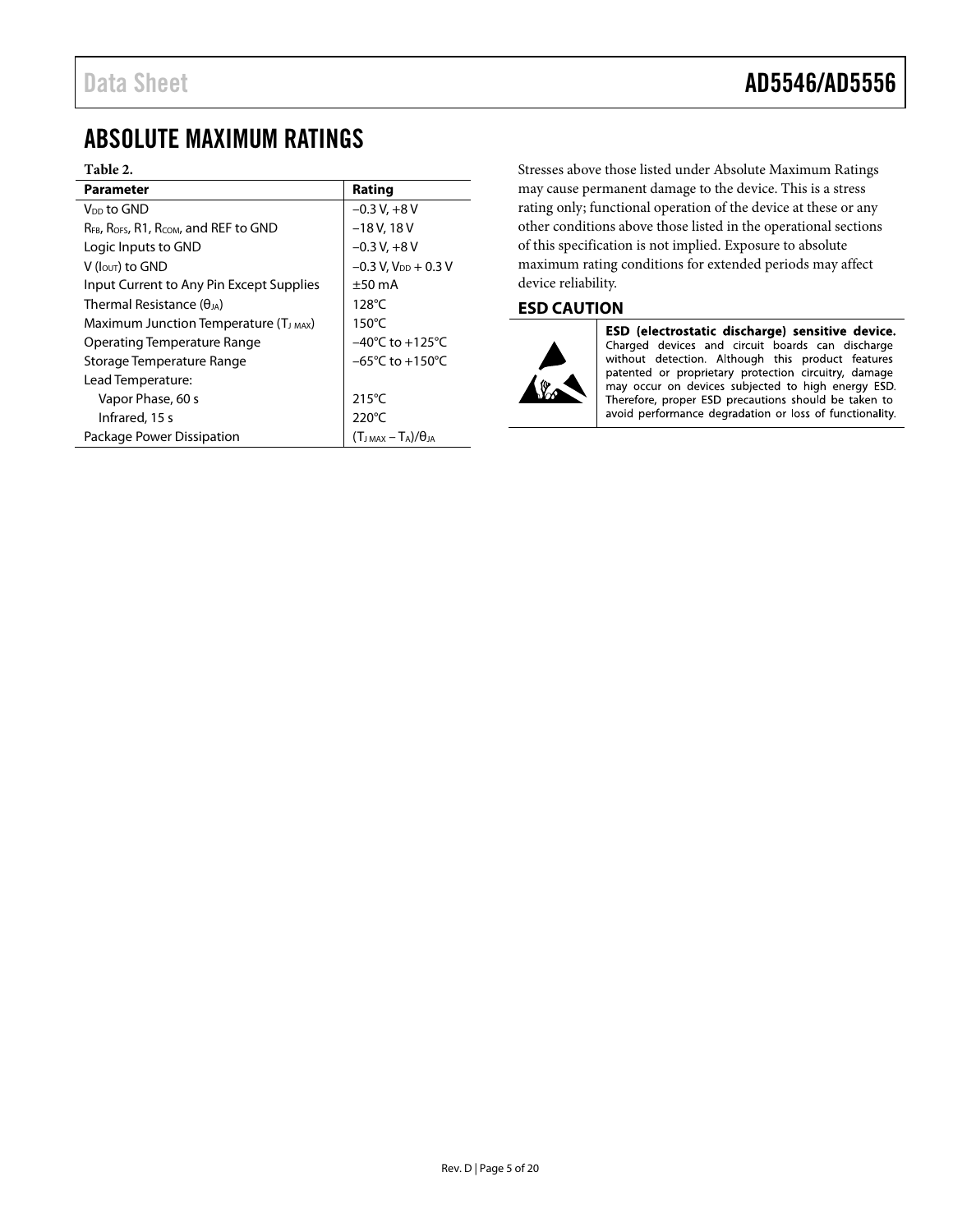## ABSOLUTE MAXIMUM RATINGS

**Table 2.**

| Parameter | Rating |
|---|---|
| $V_{DD}$ to GND | −0.3 V, +8 V |
| $R_{FB}$, $R_{OFS}$, R1, $R_{COM}$, and REF to GND | −18 V, 18 V |
| Logic Inputs to GND | −0.3 V, +8 V |
| V ($I_{OUT}$) to GND | −0.3 V, $V_{DD}$ + 0.3 V |
| Input Current to Any Pin Except Supplies | ±50 mA |
| Thermal Resistance ($\theta_{JA}$) | 128°C |
| Maximum Junction Temperature ($T_{J\ MAX}$) | 150°C |
| Operating Temperature Range | −40°C to +125°C |
| Storage Temperature Range | −65°C to +150°C |
| Lead Temperature: | |
| Vapor Phase, 60 s | 215°C |
| Infrared, 15 s | 220°C |
| Package Power Dissipation | $(T_{J\ MAX} - T_A)/\theta_{JA}$ |

Stresses above those listed under Absolute Maximum Ratings may cause permanent damage to the device. This is a stress rating only; functional operation of the device at these or any other conditions above those listed in the operational sections of this specification is not implied. Exposure to absolute maximum rating conditions for extended periods may affect device reliability.

### ESD CAUTION

**ESD (electrostatic discharge) sensitive device.** Charged devices and circuit boards can discharge without detection. Although this product features patented or proprietary protection circuitry, damage may occur on devices subjected to high energy ESD. Therefore, proper ESD precautions should be taken to avoid performance degradation or loss of functionality.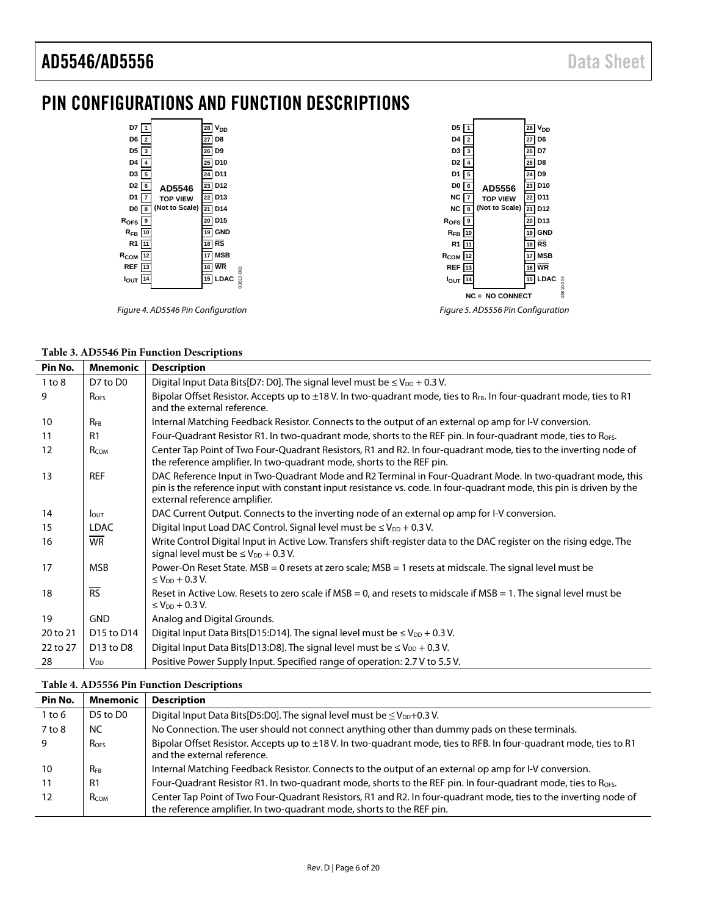# PIN CONFIGURATIONS AND FUNCTION DESCRIPTIONS

Figure 4. AD5546 Pin Configuration

Figure 5. AD5556 Pin Configuration

**Table 3. AD5546 Pin Function Descriptions**

| Pin No. | Mnemonic | Description |
|---|---|---|
| 1 to 8 | D7 to D0 | Digital Input Data Bits[D7: D0]. The signal level must be ≤ $V_{DD}$ + 0.3 V. |
| 9 | $R_{OFS}$ | Bipolar Offset Resistor. Accepts up to ±18 V. In two-quadrant mode, ties to $R_{FB}$. In four-quadrant mode, ties to R1 and the external reference. |
| 10 | $R_{FB}$ | Internal Matching Feedback Resistor. Connects to the output of an external op amp for I-V conversion. |
| 11 | R1 | Four-Quadrant Resistor R1. In two-quadrant mode, shorts to the REF pin. In four-quadrant mode, ties to $R_{OFS}$. |
| 12 | $R_{COM}$ | Center Tap Point of Two Four-Quadrant Resistors, R1 and R2. In four-quadrant mode, ties to the inverting node of the reference amplifier. In two-quadrant mode, shorts to the REF pin. |
| 13 | REF | DAC Reference Input in Two-Quadrant Mode and R2 Terminal in Four-Quadrant Mode. In two-quadrant mode, this pin is the reference input with constant input resistance vs. code. In four-quadrant mode, this pin is driven by the external reference amplifier. |
| 14 | $I_{OUT}$ | DAC Current Output. Connects to the inverting node of an external op amp for I-V conversion. |
| 15 | LDAC | Digital Input Load DAC Control. Signal level must be ≤ $V_{DD}$ + 0.3 V. |
| 16 | $\overline{WR}$ | Write Control Digital Input in Active Low. Transfers shift-register data to the DAC register on the rising edge. The signal level must be ≤ $V_{DD}$ + 0.3 V. |
| 17 | MSB | Power-On Reset State. MSB = 0 resets at zero scale; MSB = 1 resets at midscale. The signal level must be ≤ $V_{DD}$ + 0.3 V. |
| 18 | $\overline{RS}$ | Reset in Active Low. Resets to zero scale if MSB = 0, and resets to midscale if MSB = 1. The signal level must be ≤ $V_{DD}$ + 0.3 V. |
| 19 | GND | Analog and Digital Grounds. |
| 20 to 21 | D15 to D14 | Digital Input Data Bits[D15:D14]. The signal level must be ≤ $V_{DD}$ + 0.3 V. |
| 22 to 27 | D13 to D8 | Digital Input Data Bits[D13:D8]. The signal level must be ≤ $V_{DD}$ + 0.3 V. |
| 28 | $V_{DD}$ | Positive Power Supply Input. Specified range of operation: 2.7 V to 5.5 V. |

**Table 4. AD5556 Pin Function Descriptions**

| Pin No. | Mnemonic | Description |
|---|---|---|
| 1 to 6 | D5 to D0 | Digital Input Data Bits[D5:D0]. The signal level must be ≤ $V_{DD}$+0.3 V. |
| 7 to 8 | NC | No Connection. The user should not connect anything other than dummy pads on these terminals. |
| 9 | $R_{OFS}$ | Bipolar Offset Resistor. Accepts up to ±18 V. In two-quadrant mode, ties to RFB. In four-quadrant mode, ties to R1 and the external reference. |
| 10 | $R_{FB}$ | Internal Matching Feedback Resistor. Connects to the output of an external op amp for I-V conversion. |
| 11 | R1 | Four-Quadrant Resistor R1. In two-quadrant mode, shorts to the REF pin. In four-quadrant mode, ties to $R_{OFS}$. |
| 12 | $R_{COM}$ | Center Tap Point of Two Four-Quadrant Resistors, R1 and R2. In four-quadrant mode, ties to the inverting node of the reference amplifier. In two-quadrant mode, shorts to the REF pin. |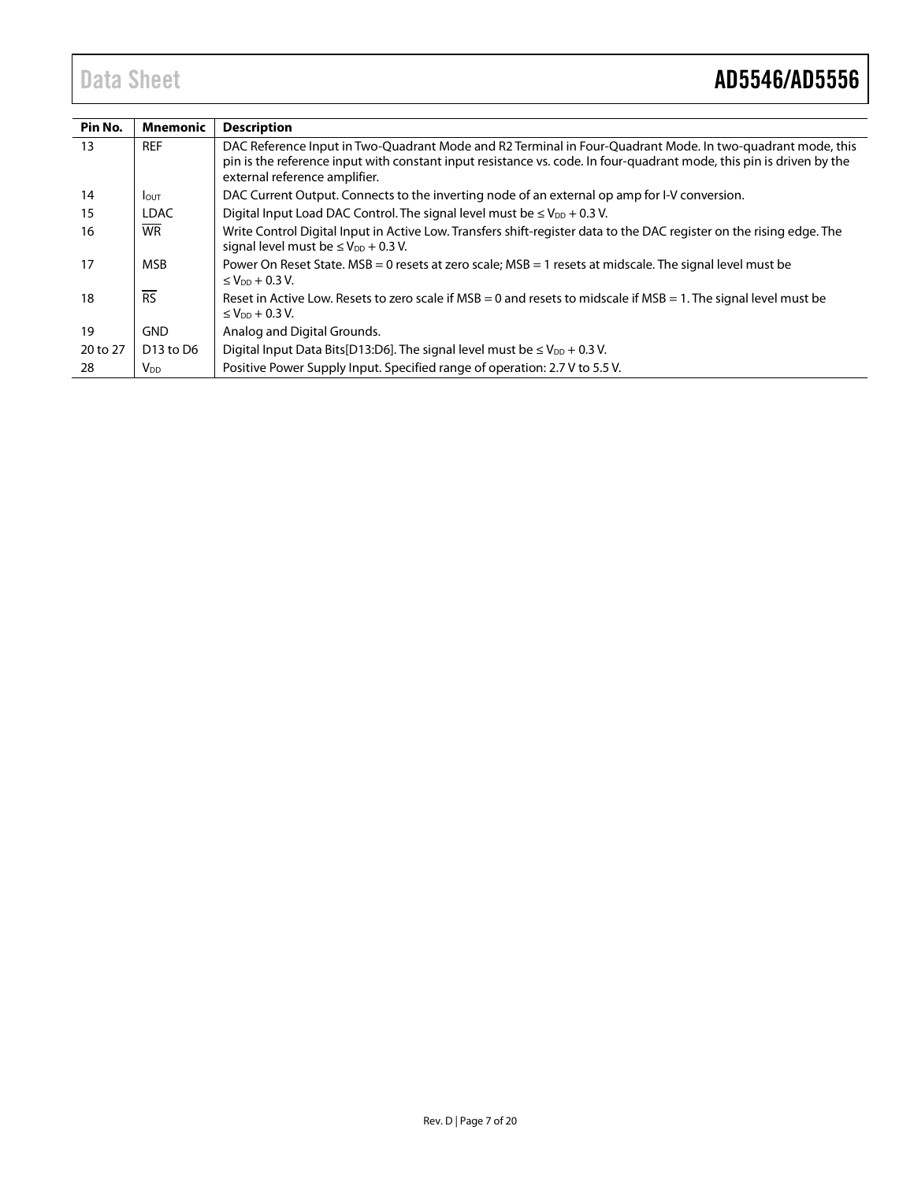| Pin No. | Mnemonic | Description |
|---|---|---|
| 13 | REF | DAC Reference Input in Two-Quadrant Mode and R2 Terminal in Four-Quadrant Mode. In two-quadrant mode, this pin is the reference input with constant input resistance vs. code. In four-quadrant mode, this pin is driven by the external reference amplifier. |
| 14 | $I_{OUT}$ | DAC Current Output. Connects to the inverting node of an external op amp for I-V conversion. |
| 15 | LDAC | Digital Input Load DAC Control. The signal level must be ≤ $V_{DD}$ + 0.3 V. |
| 16 | $\overline{WR}$ | Write Control Digital Input in Active Low. Transfers shift-register data to the DAC register on the rising edge. The signal level must be ≤ $V_{DD}$ + 0.3 V. |
| 17 | MSB | Power On Reset State. MSB = 0 resets at zero scale; MSB = 1 resets at midscale. The signal level must be ≤ $V_{DD}$ + 0.3 V. |
| 18 | $\overline{RS}$ | Reset in Active Low. Resets to zero scale if MSB = 0 and resets to midscale if MSB = 1. The signal level must be ≤ $V_{DD}$ + 0.3 V. |
| 19 | GND | Analog and Digital Grounds. |
| 20 to 27 | D13 to D6 | Digital Input Data Bits[D13:D6]. The signal level must be ≤ $V_{DD}$ + 0.3 V. |
| 28 | $V_{DD}$ | Positive Power Supply Input. Specified range of operation: 2.7 V to 5.5 V. |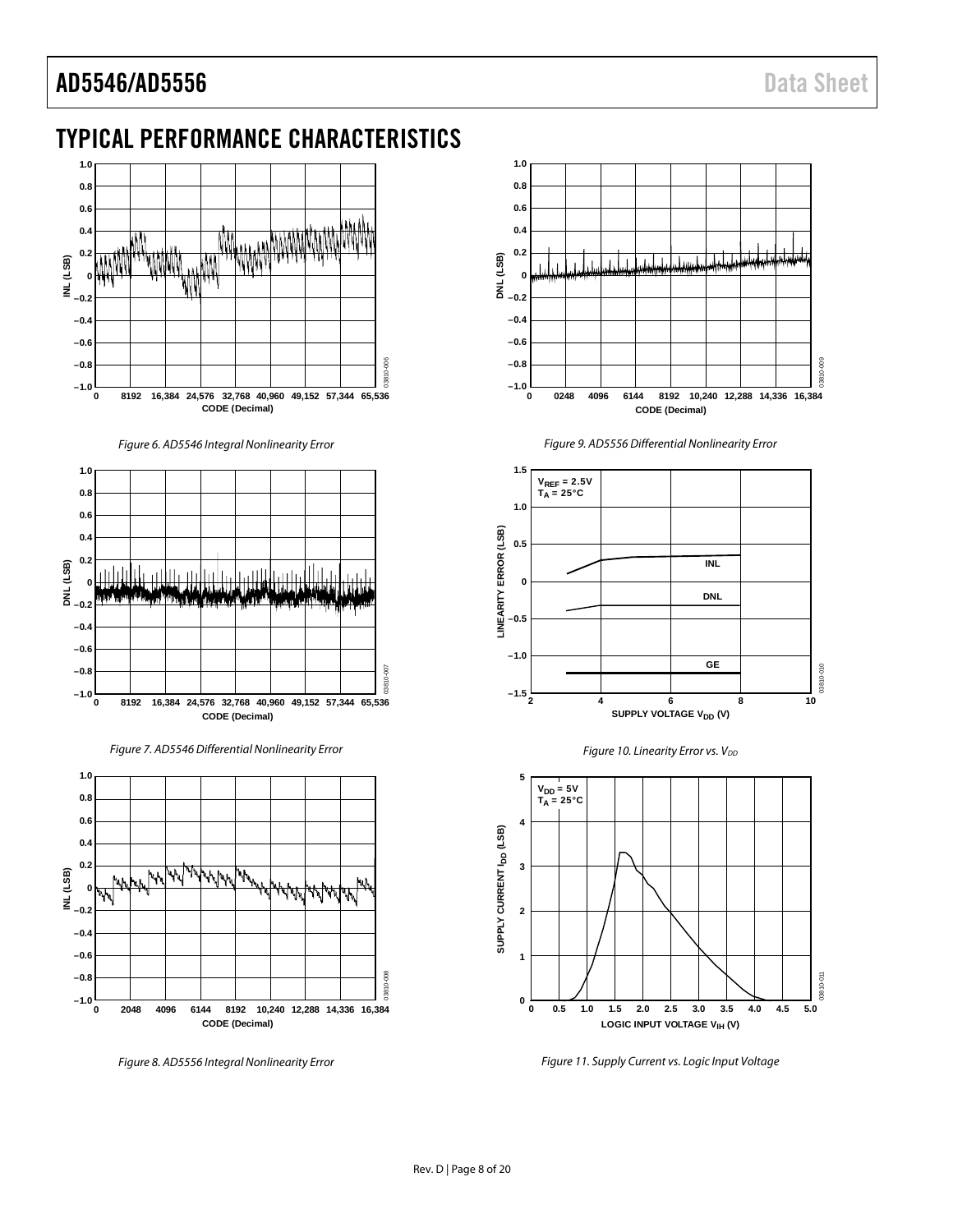# TYPICAL PERFORMANCE CHARACTERISTICS

*Figure 6. AD5546 Integral Nonlinearity Error*

*Figure 7. AD5546 Differential Nonlinearity Error*

*Figure 8. AD5556 Integral Nonlinearity Error*

*Figure 9. AD5556 Differential Nonlinearity Error*

*Figure 10. Linearity Error vs. $V_{DD}$*

*Figure 11. Supply Current vs. Logic Input Voltage*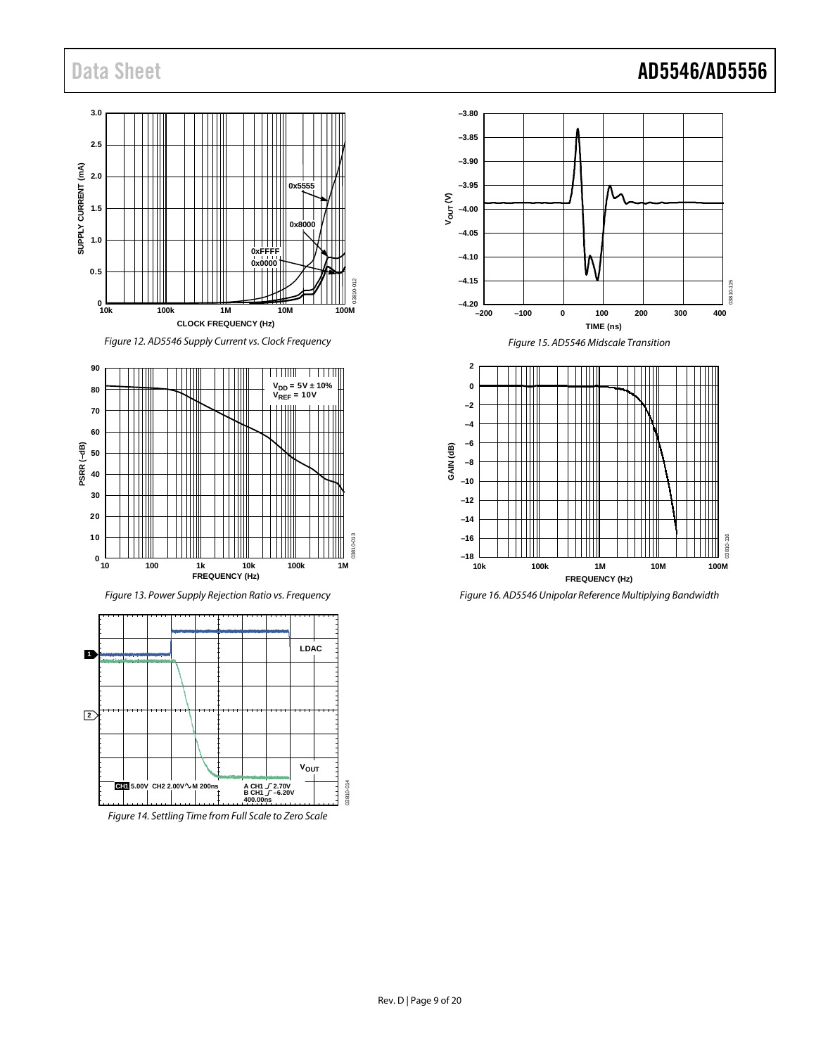Figure 12. AD5546 Supply Current vs. Clock Frequency

Figure 13. Power Supply Rejection Ratio vs. Frequency

Figure 14. Settling Time from Full Scale to Zero Scale

Figure 15. AD5546 Midscale Transition

Figure 16. AD5546 Unipolar Reference Multiplying Bandwidth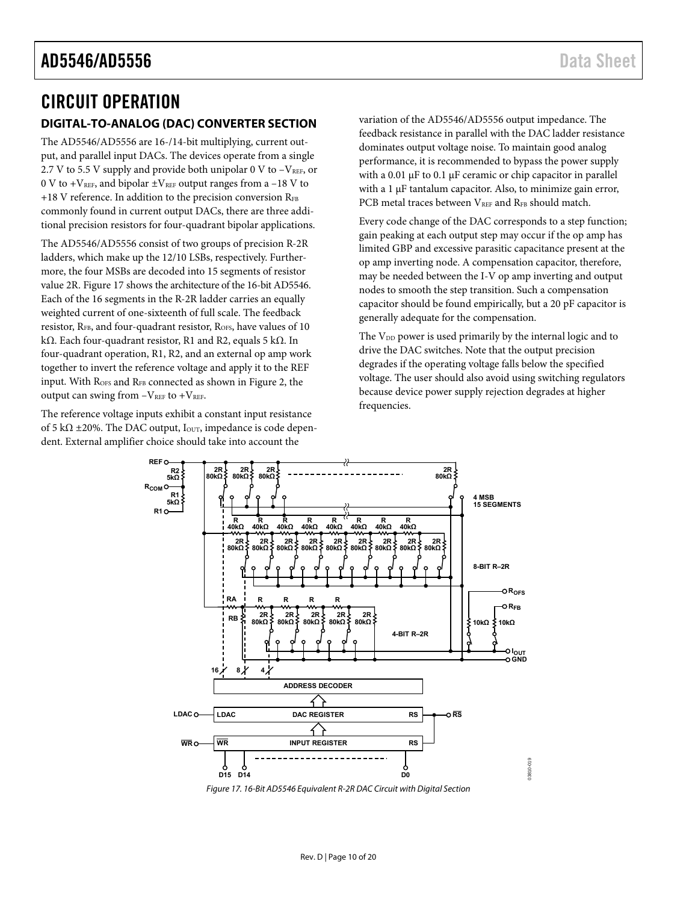# CIRCUIT OPERATION

## DIGITAL-TO-ANALOG (DAC) CONVERTER SECTION

The AD5546/AD5556 are 16-/14-bit multiplying, current output, and parallel input DACs. The devices operate from a single 2.7 V to 5.5 V supply and provide both unipolar 0 V to $-V_{REF}$, or 0 V to $+V_{REF}$, and bipolar $\pm V_{REF}$ output ranges from a −18 V to +18 V reference. In addition to the precision conversion $R_{FB}$ commonly found in current output DACs, there are three additional precision resistors for four-quadrant bipolar applications.

The AD5546/AD5556 consist of two groups of precision R-2R ladders, which make up the 12/10 LSBs, respectively. Furthermore, the four MSBs are decoded into 15 segments of resistor value 2R. Figure 17 shows the architecture of the 16-bit AD5546. Each of the 16 segments in the R-2R ladder carries an equally weighted current of one-sixteenth of full scale. The feedback resistor, $R_{FB}$, and four-quadrant resistor, $R_{OFS}$, have values of 10 kΩ. Each four-quadrant resistor, R1 and R2, equals 5 kΩ. In four-quadrant operation, R1, R2, and an external op amp work together to invert the reference voltage and apply it to the REF input. With $R_{OFS}$ and $R_{FB}$ connected as shown in Figure 2, the output can swing from $-V_{REF}$ to $+V_{REF}$.

The reference voltage inputs exhibit a constant input resistance of 5 kΩ ±20%. The DAC output, $I_{OUT}$, impedance is code dependent. External amplifier choice should take into account the variation of the AD5546/AD5556 output impedance. The feedback resistance in parallel with the DAC ladder resistance dominates output voltage noise. To maintain good analog performance, it is recommended to bypass the power supply with a 0.01 μF to 0.1 μF ceramic or chip capacitor in parallel with a 1 μF tantalum capacitor. Also, to minimize gain error, PCB metal traces between $V_{REF}$ and $R_{FB}$ should match.

Every code change of the DAC corresponds to a step function; gain peaking at each output step may occur if the op amp has limited GBP and excessive parasitic capacitance present at the op amp inverting node. A compensation capacitor, therefore, may be needed between the I-V op amp inverting and output nodes to smooth the step transition. Such a compensation capacitor should be found empirically, but a 20 pF capacitor is generally adequate for the compensation.

The $V_{DD}$ power is used primarily by the internal logic and to drive the DAC switches. Note that the output precision degrades if the operating voltage falls below the specified voltage. The user should also avoid using switching regulators because device power supply rejection degrades at higher frequencies.

*Figure 17. 16-Bit AD5546 Equivalent R-2R DAC Circuit with Digital Section*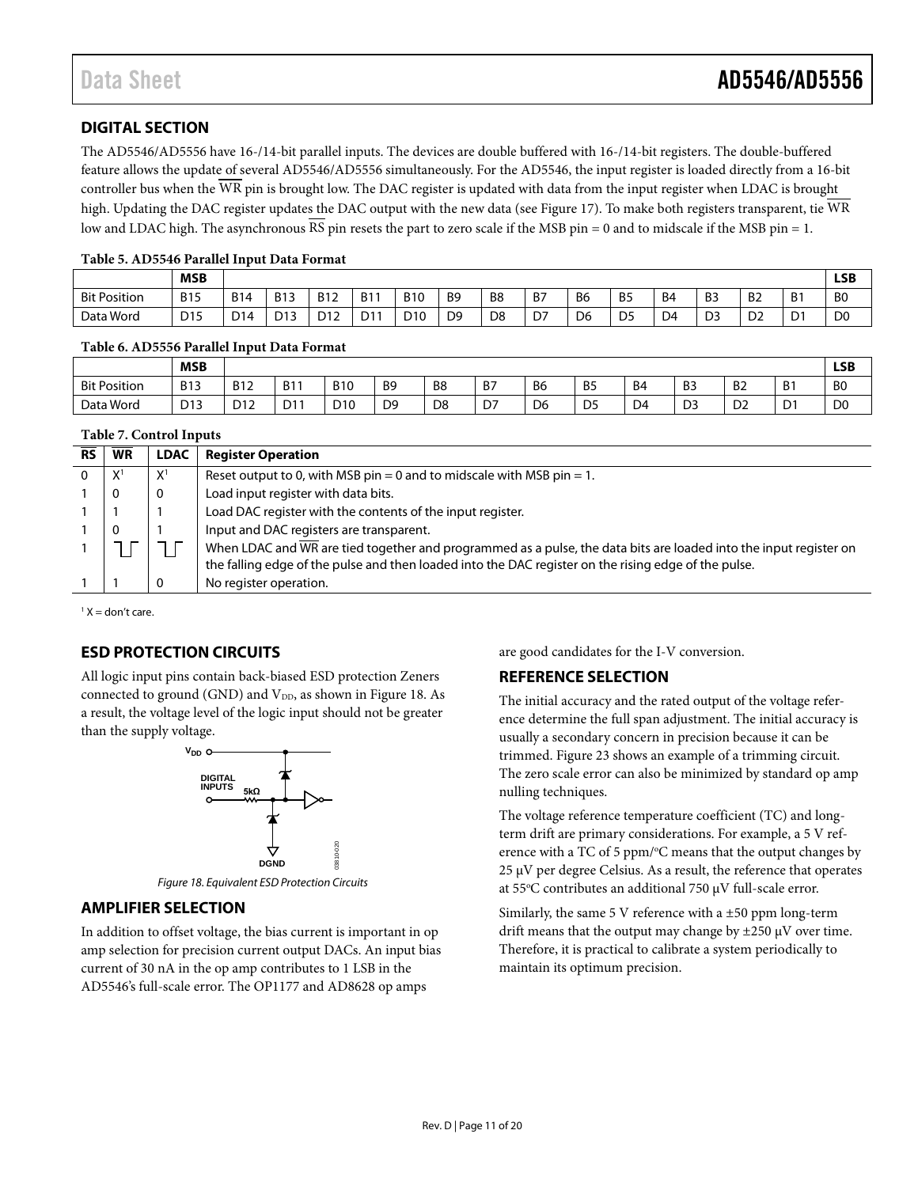## DIGITAL SECTION

The AD5546/AD5556 have 16-/14-bit parallel inputs. The devices are double buffered with 16-/14-bit registers. The double-buffered feature allows the update of several AD5546/AD5556 simultaneously. For the AD5546, the input register is loaded directly from a 16-bit controller bus when the $\overline{WR}$ pin is brought low. The DAC register is updated with data from the input register when LDAC is brought high. Updating the DAC register updates the DAC output with the new data (see Figure 17). To make both registers transparent, tie $\overline{WR}$ low and LDAC high. The asynchronous $\overline{RS}$ pin resets the part to zero scale if the MSB pin = 0 and to midscale if the MSB pin = 1.

**Table 5. AD5546 Parallel Input Data Format**

| | MSB | | | | | | | | | | | | | | | LSB |
|---|---|---|---|---|---|---|---|---|---|---|---|---|---|---|---|---|
| Bit Position | B15 | B14 | B13 | B12 | B11 | B10 | B9 | B8 | B7 | B6 | B5 | B4 | B3 | B2 | B1 | B0 |
| Data Word | D15 | D14 | D13 | D12 | D11 | D10 | D9 | D8 | D7 | D6 | D5 | D4 | D3 | D2 | D1 | D0 |

**Table 6. AD5556 Parallel Input Data Format**

| | MSB | | | | | | | | | | | | | LSB |
|---|---|---|---|---|---|---|---|---|---|---|---|---|---|---|
| Bit Position | B13 | B12 | B11 | B10 | B9 | B8 | B7 | B6 | B5 | B4 | B3 | B2 | B1 | B0 |
| Data Word | D13 | D12 | D11 | D10 | D9 | D8 | D7 | D6 | D5 | D4 | D3 | D2 | D1 | D0 |

**Table 7. Control Inputs**

| $\overline{RS}$ | $\overline{WR}$ | LDAC | Register Operation |
|---|---|---|---|
| 0 | X[1] | X[1] | Reset output to 0, with MSB pin = 0 and to midscale with MSB pin = 1. |
| 1 | 0 | 0 | Load input register with data bits. |
| 1 | 1 | 1 | Load DAC register with the contents of the input register. |
| 1 | 0 | 1 | Input and DAC registers are transparent. |
| 1 | ⎍ | ⎍ | When LDAC and $\overline{WR}$ are tied together and programmed as a pulse, the data bits are loaded into the input register on the falling edge of the pulse and then loaded into the DAC register on the rising edge of the pulse. |
| 1 | 1 | 0 | No register operation. |

[1] X = don't care.

## ESD PROTECTION CIRCUITS

All logic input pins contain back-biased ESD protection Zeners connected to ground (GND) and $V_{DD}$, as shown in Figure 18. As a result, the voltage level of the logic input should not be greater than the supply voltage.

Figure 18. Equivalent ESD Protection Circuits

## AMPLIFIER SELECTION

In addition to offset voltage, the bias current is important in op amp selection for precision current output DACs. An input bias current of 30 nA in the op amp contributes to 1 LSB in the AD5546's full-scale error. The OP1177 and AD8628 op amps are good candidates for the I-V conversion.

## REFERENCE SELECTION

The initial accuracy and the rated output of the voltage reference determine the full span adjustment. The initial accuracy is usually a secondary concern in precision because it can be trimmed. Figure 23 shows an example of a trimming circuit. The zero scale error can also be minimized by standard op amp nulling techniques.

The voltage reference temperature coefficient (TC) and long-term drift are primary considerations. For example, a 5 V reference with a TC of 5 ppm/°C means that the output changes by 25 μV per degree Celsius. As a result, the reference that operates at 55°C contributes an additional 750 μV full-scale error.

Similarly, the same 5 V reference with a ±50 ppm long-term drift means that the output may change by ±250 μV over time. Therefore, it is practical to calibrate a system periodically to maintain its optimum precision.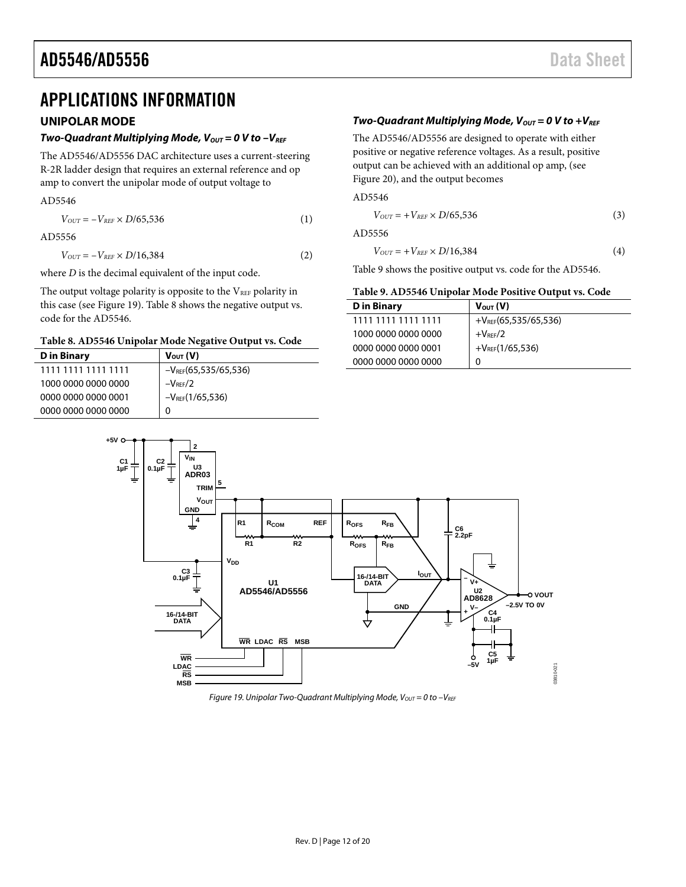# APPLICATIONS INFORMATION

## UNIPOLAR MODE

### Two-Quadrant Multiplying Mode, $V_{OUT}$ = 0 V to $-V_{REF}$

The AD5546/AD5556 DAC architecture uses a current-steering R-2R ladder design that requires an external reference and op amp to convert the unipolar mode of output voltage to

AD5546

$$V_{OUT} = -V_{REF} \times D/65{,}536 \quad (1)$$

AD5556

$$V_{OUT} = -V_{REF} \times D/16{,}384 \quad (2)$$

where $D$ is the decimal equivalent of the input code.

The output voltage polarity is opposite to the $V_{REF}$ polarity in this case (see Figure 19). Table 8 shows the negative output vs. code for the AD5546.

**Table 8. AD5546 Unipolar Mode Negative Output vs. Code**

| D in Binary | $V_{OUT}$ (V) |
|---|---|
| 1111 1111 1111 1111 | $-V_{REF}$(65,535/65,536) |
| 1000 0000 0000 0000 | $-V_{REF}$/2 |
| 0000 0000 0000 0001 | $-V_{REF}$(1/65,536) |
| 0000 0000 0000 0000 | 0 |

### Two-Quadrant Multiplying Mode, $V_{OUT}$ = 0 V to $+V_{REF}$

The AD5546/AD5556 are designed to operate with either positive or negative reference voltages. As a result, positive output can be achieved with an additional op amp, (see Figure 20), and the output becomes

AD5546

$$V_{OUT} = +V_{REF} \times D/65{,}536 \quad (3)$$

AD5556

$$V_{OUT} = +V_{REF} \times D/16{,}384 \quad (4)$$

Table 9 shows the positive output vs. code for the AD5546.

**Table 9. AD5546 Unipolar Mode Positive Output vs. Code**

| D in Binary | $V_{OUT}$ (V) |
|---|---|
| 1111 1111 1111 1111 | $+V_{REF}$(65,535/65,536) |
| 1000 0000 0000 0000 | $+V_{REF}$/2 |
| 0000 0000 0000 0001 | $+V_{REF}$(1/65,536) |
| 0000 0000 0000 0000 | 0 |

*Figure 19. Unipolar Two-Quadrant Multiplying Mode, $V_{OUT}$ = 0 to $-V_{REF}$*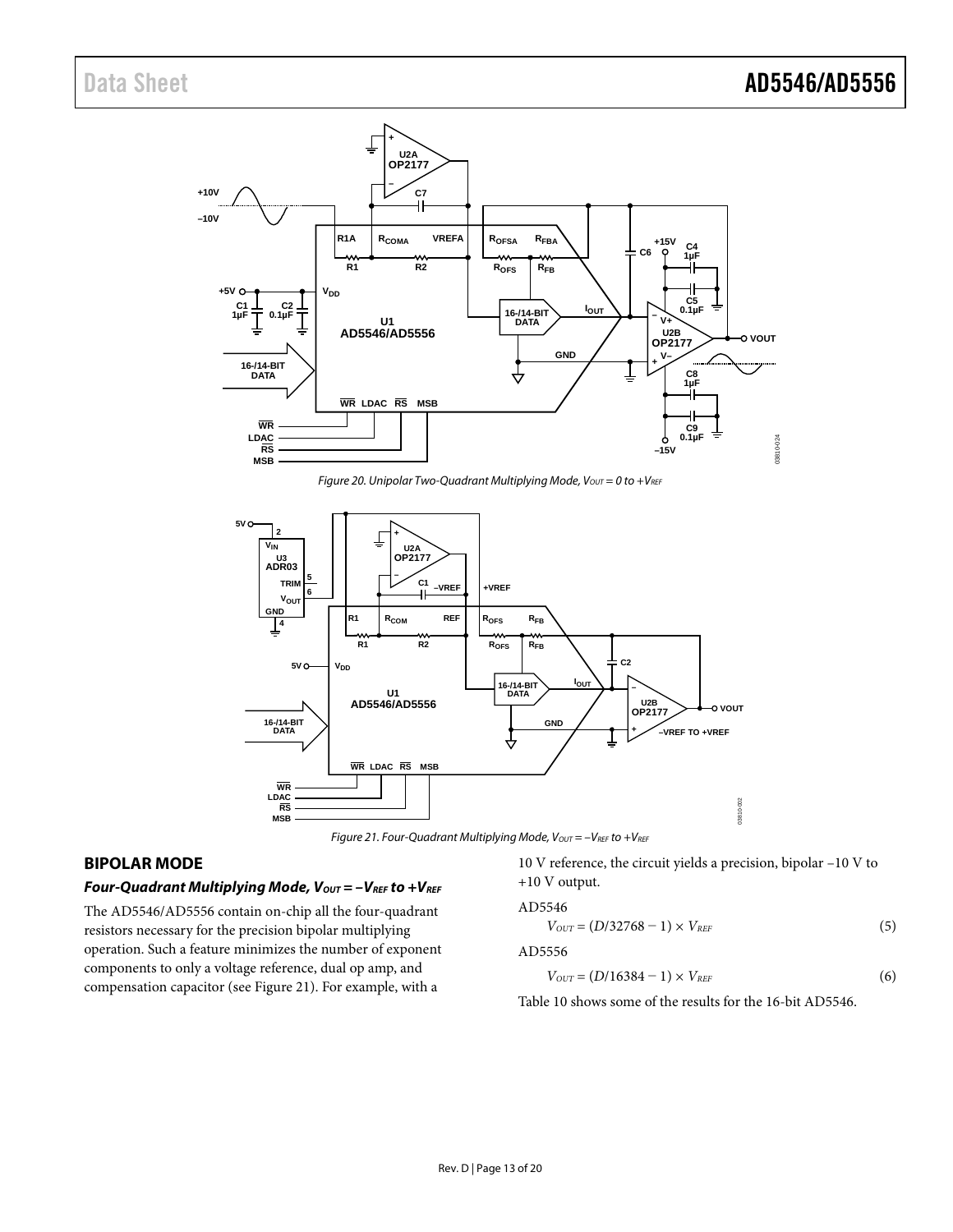Figure 20. Unipolar Two-Quadrant Multiplying Mode, $V_{OUT}$ = 0 to $+V_{REF}$

Figure 21. Four-Quadrant Multiplying Mode, $V_{OUT} = -V_{REF}$ to $+V_{REF}$

## BIPOLAR MODE

### Four-Quadrant Multiplying Mode, $V_{OUT} = -V_{REF}$ to $+V_{REF}$

The AD5546/AD5556 contain on-chip all the four-quadrant resistors necessary for the precision bipolar multiplying operation. Such a feature minimizes the number of exponent components to only a voltage reference, dual op amp, and compensation capacitor (see Figure 21). For example, with a 10 V reference, the circuit yields a precision, bipolar −10 V to +10 V output.

AD5546

$$V_{OUT} = (D/32768 - 1) \times V_{REF} \tag{5}$$

AD5556

$$V_{OUT} = (D/16384 - 1) \times V_{REF} \tag{6}$$

Table 10 shows some of the results for the 16-bit AD5546.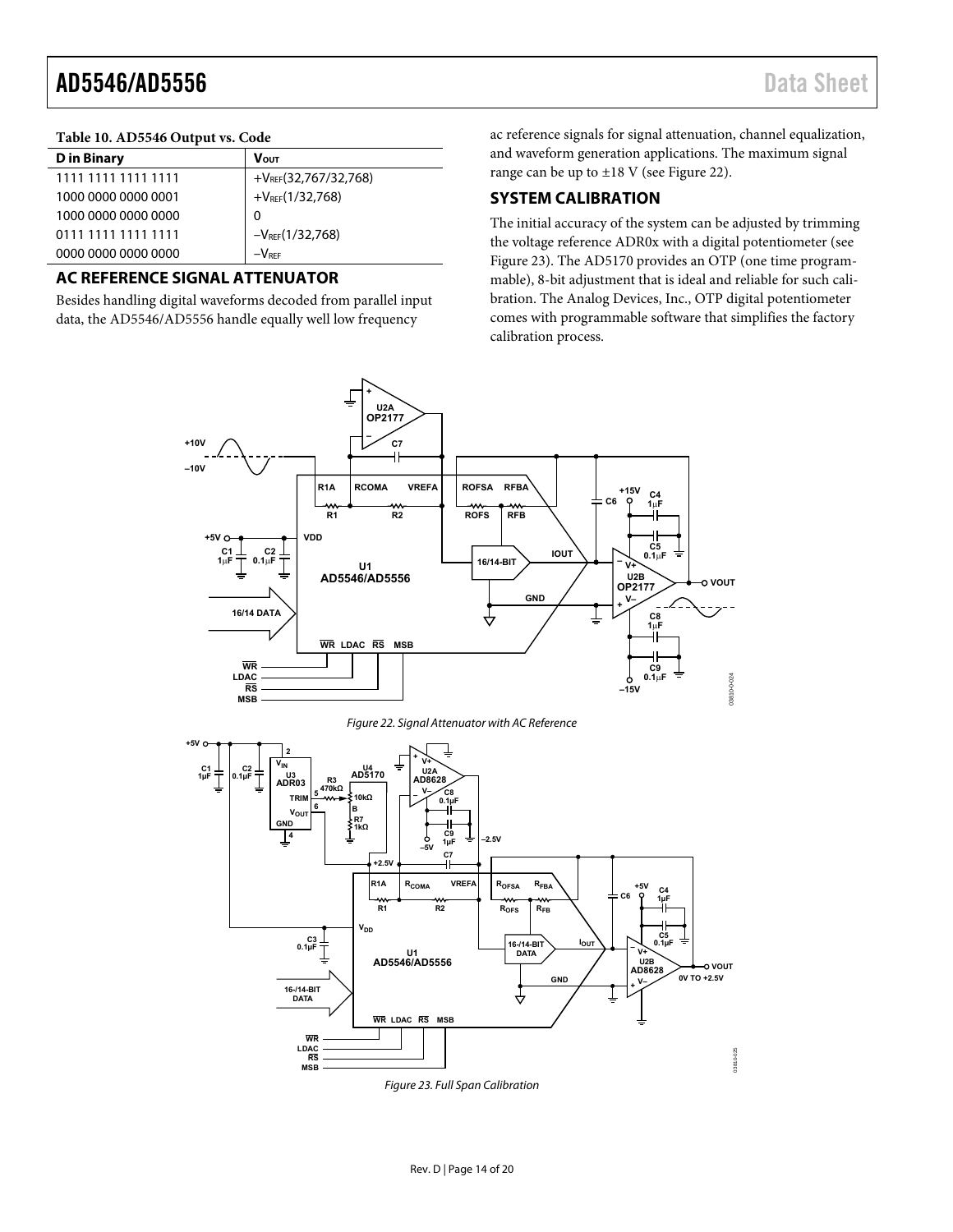**Table 10. AD5546 Output vs. Code**

| D in Binary | $V_{OUT}$ |
|---|---|
| 1111 1111 1111 1111 | $+V_{REF}(32,767/32,768)$ |
| 1000 0000 0000 0001 | $+V_{REF}(1/32,768)$ |
| 1000 0000 0000 0000 | 0 |
| 0111 1111 1111 1111 | $-V_{REF}(1/32,768)$ |
| 0000 0000 0000 0000 | $-V_{REF}$ |

## AC REFERENCE SIGNAL ATTENUATOR

Besides handling digital waveforms decoded from parallel input data, the AD5546/AD5556 handle equally well low frequency ac reference signals for signal attenuation, channel equalization, and waveform generation applications. The maximum signal range can be up to ±18 V (see Figure 22).

## SYSTEM CALIBRATION

The initial accuracy of the system can be adjusted by trimming the voltage reference ADR0x with a digital potentiometer (see Figure 23). The AD5170 provides an OTP (one time programmable), 8-bit adjustment that is ideal and reliable for such calibration. The Analog Devices, Inc., OTP digital potentiometer comes with programmable software that simplifies the factory calibration process.

Figure 22. Signal Attenuator with AC Reference

Figure 23. Full Span Calibration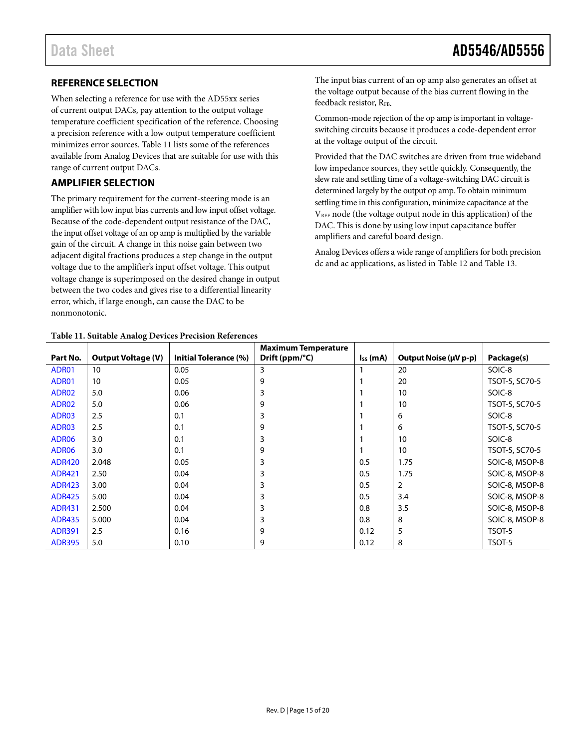## REFERENCE SELECTION

When selecting a reference for use with the AD55xx series of current output DACs, pay attention to the output voltage temperature coefficient specification of the reference. Choosing a precision reference with a low output temperature coefficient minimizes error sources. Table 11 lists some of the references available from Analog Devices that are suitable for use with this range of current output DACs.

## AMPLIFIER SELECTION

The primary requirement for the current-steering mode is an amplifier with low input bias currents and low input offset voltage. Because of the code-dependent output resistance of the DAC, the input offset voltage of an op amp is multiplied by the variable gain of the circuit. A change in this noise gain between two adjacent digital fractions produces a step change in the output voltage due to the amplifier's input offset voltage. This output voltage change is superimposed on the desired change in output between the two codes and gives rise to a differential linearity error, which, if large enough, can cause the DAC to be nonmonotonic.

The input bias current of an op amp also generates an offset at the voltage output because of the bias current flowing in the feedback resistor, $R_{FB}$.

Common-mode rejection of the op amp is important in voltage-switching circuits because it produces a code-dependent error at the voltage output of the circuit.

Provided that the DAC switches are driven from true wideband low impedance sources, they settle quickly. Consequently, the slew rate and settling time of a voltage-switching DAC circuit is determined largely by the output op amp. To obtain minimum settling time in this configuration, minimize capacitance at the $V_{REF}$ node (the voltage output node in this application) of the DAC. This is done by using low input capacitance buffer amplifiers and careful board design.

Analog Devices offers a wide range of amplifiers for both precision dc and ac applications, as listed in Table 12 and Table 13.

**Table 11. Suitable Analog Devices Precision References**

| Part No. | Output Voltage (V) | Initial Tolerance (%) | Maximum Temperature Drift (ppm/°C) | $I_{SS}$ (mA) | Output Noise (μV p-p) | Package(s) |
|---|---|---|---|---|---|---|
| ADR01 | 10 | 0.05 | 3 | 1 | 20 | SOIC-8 |
| ADR01 | 10 | 0.05 | 9 | 1 | 20 | TSOT-5, SC70-5 |
| ADR02 | 5.0 | 0.06 | 3 | 1 | 10 | SOIC-8 |
| ADR02 | 5.0 | 0.06 | 9 | 1 | 10 | TSOT-5, SC70-5 |
| ADR03 | 2.5 | 0.1 | 3 | 1 | 6 | SOIC-8 |
| ADR03 | 2.5 | 0.1 | 9 | 1 | 6 | TSOT-5, SC70-5 |
| ADR06 | 3.0 | 0.1 | 3 | 1 | 10 | SOIC-8 |
| ADR06 | 3.0 | 0.1 | 9 | 1 | 10 | TSOT-5, SC70-5 |
| ADR420 | 2.048 | 0.05 | 3 | 0.5 | 1.75 | SOIC-8, MSOP-8 |
| ADR421 | 2.50 | 0.04 | 3 | 0.5 | 1.75 | SOIC-8, MSOP-8 |
| ADR423 | 3.00 | 0.04 | 3 | 0.5 | 2 | SOIC-8, MSOP-8 |
| ADR425 | 5.00 | 0.04 | 3 | 0.5 | 3.4 | SOIC-8, MSOP-8 |
| ADR431 | 2.500 | 0.04 | 3 | 0.8 | 3.5 | SOIC-8, MSOP-8 |
| ADR435 | 5.000 | 0.04 | 3 | 0.8 | 8 | SOIC-8, MSOP-8 |
| ADR391 | 2.5 | 0.16 | 9 | 0.12 | 5 | TSOT-5 |
| ADR395 | 5.0 | 0.10 | 9 | 0.12 | 8 | TSOT-5 |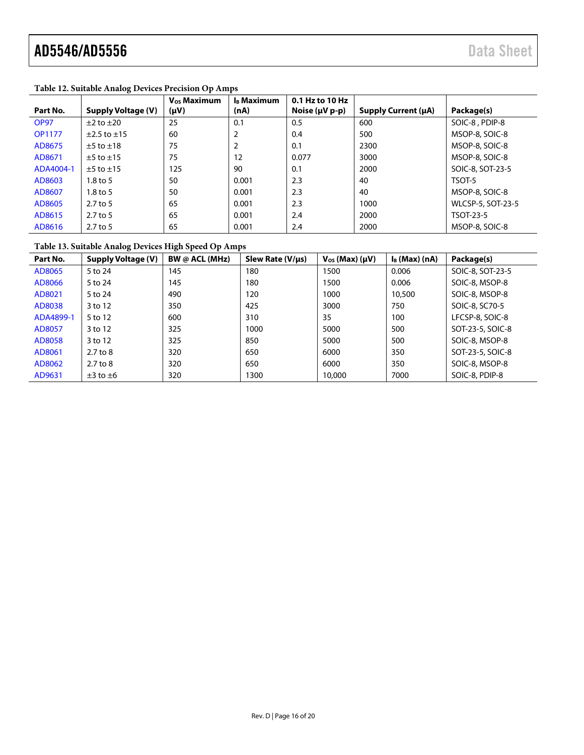**Table 12. Suitable Analog Devices Precision Op Amps**

| Part No. | Supply Voltage (V) | $V_{OS}$ Maximum (μV) | $I_B$ Maximum (nA) | 0.1 Hz to 10 Hz Noise (μV p-p) | Supply Current (μA) | Package(s) |
|---|---|---|---|---|---|---|
| OP97 | ±2 to ±20 | 25 | 0.1 | 0.5 | 600 | SOIC-8 , PDIP-8 |
| OP1177 | ±2.5 to ±15 | 60 | 2 | 0.4 | 500 | MSOP-8, SOIC-8 |
| AD8675 | ±5 to ±18 | 75 | 2 | 0.1 | 2300 | MSOP-8, SOIC-8 |
| AD8671 | ±5 to ±15 | 75 | 12 | 0.077 | 3000 | MSOP-8, SOIC-8 |
| ADA4004-1 | ±5 to ±15 | 125 | 90 | 0.1 | 2000 | SOIC-8, SOT-23-5 |
| AD8603 | 1.8 to 5 | 50 | 0.001 | 2.3 | 40 | TSOT-5 |
| AD8607 | 1.8 to 5 | 50 | 0.001 | 2.3 | 40 | MSOP-8, SOIC-8 |
| AD8605 | 2.7 to 5 | 65 | 0.001 | 2.3 | 1000 | WLCSP-5, SOT-23-5 |
| AD8615 | 2.7 to 5 | 65 | 0.001 | 2.4 | 2000 | TSOT-23-5 |
| AD8616 | 2.7 to 5 | 65 | 0.001 | 2.4 | 2000 | MSOP-8, SOIC-8 |

**Table 13. Suitable Analog Devices High Speed Op Amps**

| Part No. | Supply Voltage (V) | BW @ ACL (MHz) | Slew Rate (V/μs) | $V_{OS}$ (Max) (μV) | $I_B$ (Max) (nA) | Package(s) |
|---|---|---|---|---|---|---|
| AD8065 | 5 to 24 | 145 | 180 | 1500 | 0.006 | SOIC-8, SOT-23-5 |
| AD8066 | 5 to 24 | 145 | 180 | 1500 | 0.006 | SOIC-8, MSOP-8 |
| AD8021 | 5 to 24 | 490 | 120 | 1000 | 10,500 | SOIC-8, MSOP-8 |
| AD8038 | 3 to 12 | 350 | 425 | 3000 | 750 | SOIC-8, SC70-5 |
| ADA4899-1 | 5 to 12 | 600 | 310 | 35 | 100 | LFCSP-8, SOIC-8 |
| AD8057 | 3 to 12 | 325 | 1000 | 5000 | 500 | SOT-23-5, SOIC-8 |
| AD8058 | 3 to 12 | 325 | 850 | 5000 | 500 | SOIC-8, MSOP-8 |
| AD8061 | 2.7 to 8 | 320 | 650 | 6000 | 350 | SOT-23-5, SOIC-8 |
| AD8062 | 2.7 to 8 | 320 | 650 | 6000 | 350 | SOIC-8, MSOP-8 |
| AD9631 | ±3 to ±6 | 320 | 1300 | 10,000 | 7000 | SOIC-8, PDIP-8 |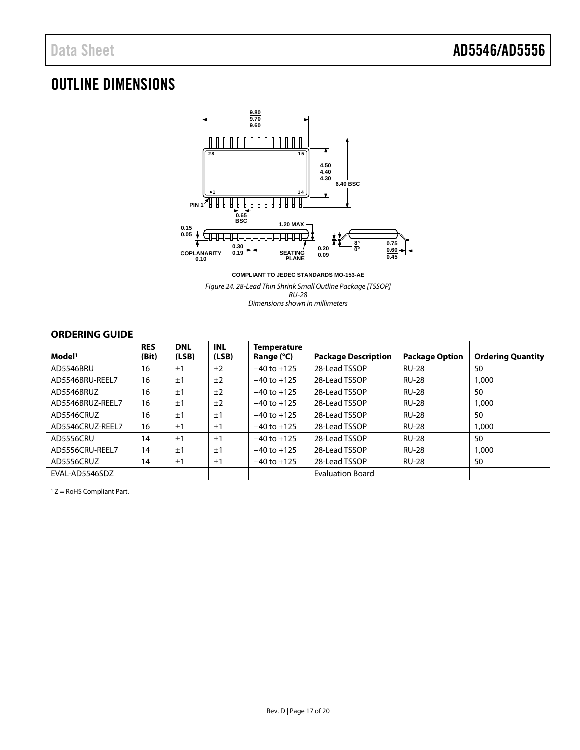# OUTLINE DIMENSIONS

COMPLIANT TO JEDEC STANDARDS MO-153-AE

*Figure 24. 28-Lead Thin Shrink Small Outline Package [TSSOP]*
*RU-28*
*Dimensions shown in millimeters*

## ORDERING GUIDE

| Model[1] | RES (Bit) | DNL (LSB) | INL (LSB) | Temperature Range (°C) | Package Description | Package Option | Ordering Quantity |
|---|---|---|---|---|---|---|---|
| AD5546BRU | 16 | ±1 | ±2 | −40 to +125 | 28-Lead TSSOP | RU-28 | 50 |
| AD5546BRU-REEL7 | 16 | ±1 | ±2 | −40 to +125 | 28-Lead TSSOP | RU-28 | 1,000 |
| AD5546BRUZ | 16 | ±1 | ±2 | −40 to +125 | 28-Lead TSSOP | RU-28 | 50 |
| AD5546BRUZ-REEL7 | 16 | ±1 | ±2 | −40 to +125 | 28-Lead TSSOP | RU-28 | 1,000 |
| AD5546CRUZ | 16 | ±1 | ±1 | −40 to +125 | 28-Lead TSSOP | RU-28 | 50 |
| AD5546CRUZ-REEL7 | 16 | ±1 | ±1 | −40 to +125 | 28-Lead TSSOP | RU-28 | 1,000 |
| AD5556CRU | 14 | ±1 | ±1 | −40 to +125 | 28-Lead TSSOP | RU-28 | 50 |
| AD5556CRU-REEL7 | 14 | ±1 | ±1 | −40 to +125 | 28-Lead TSSOP | RU-28 | 1,000 |
| AD5556CRUZ | 14 | ±1 | ±1 | −40 to +125 | 28-Lead TSSOP | RU-28 | 50 |
| EVAL-AD5546SDZ | | | | | Evaluation Board | | |

[1] Z = RoHS Compliant Part.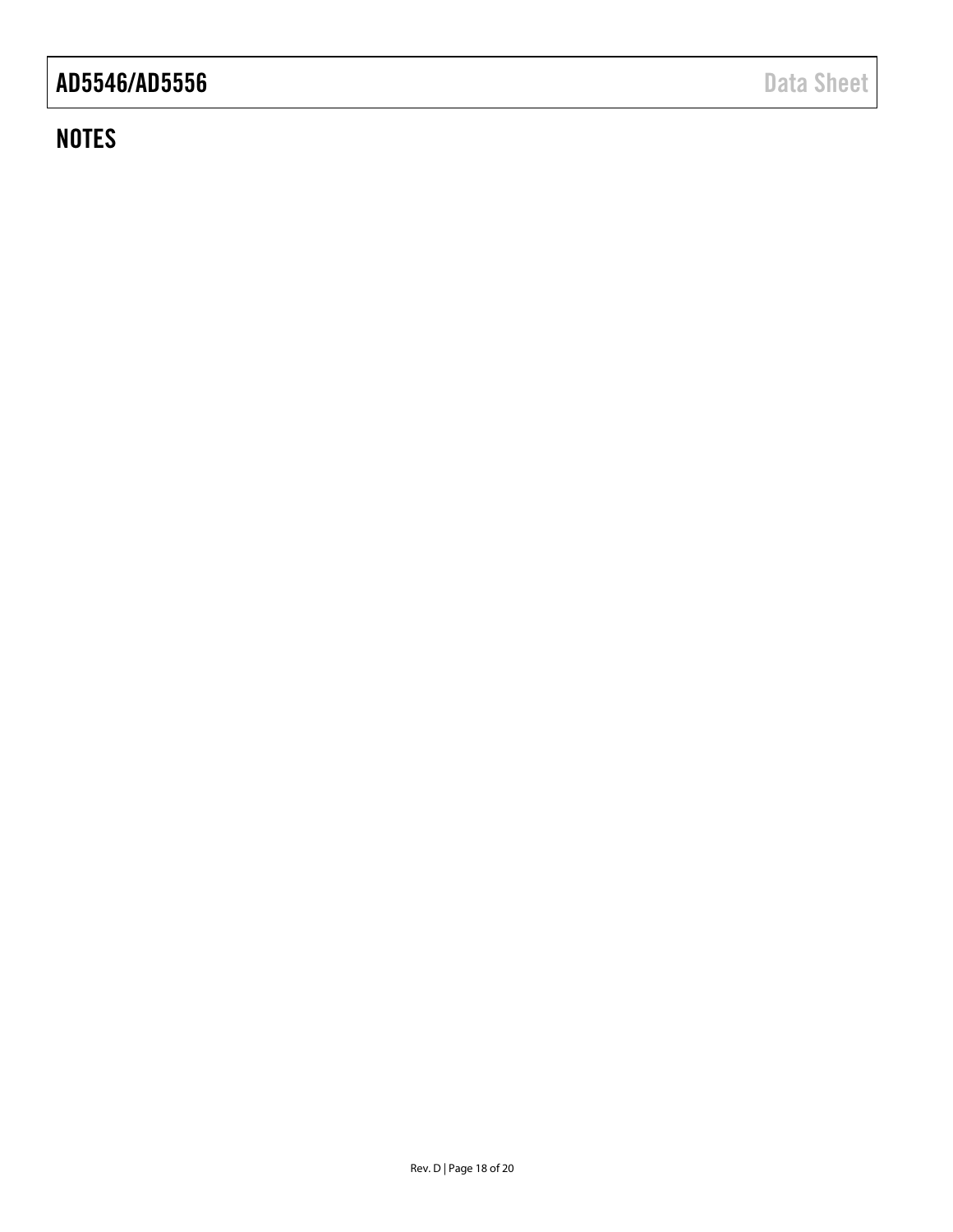## NOTES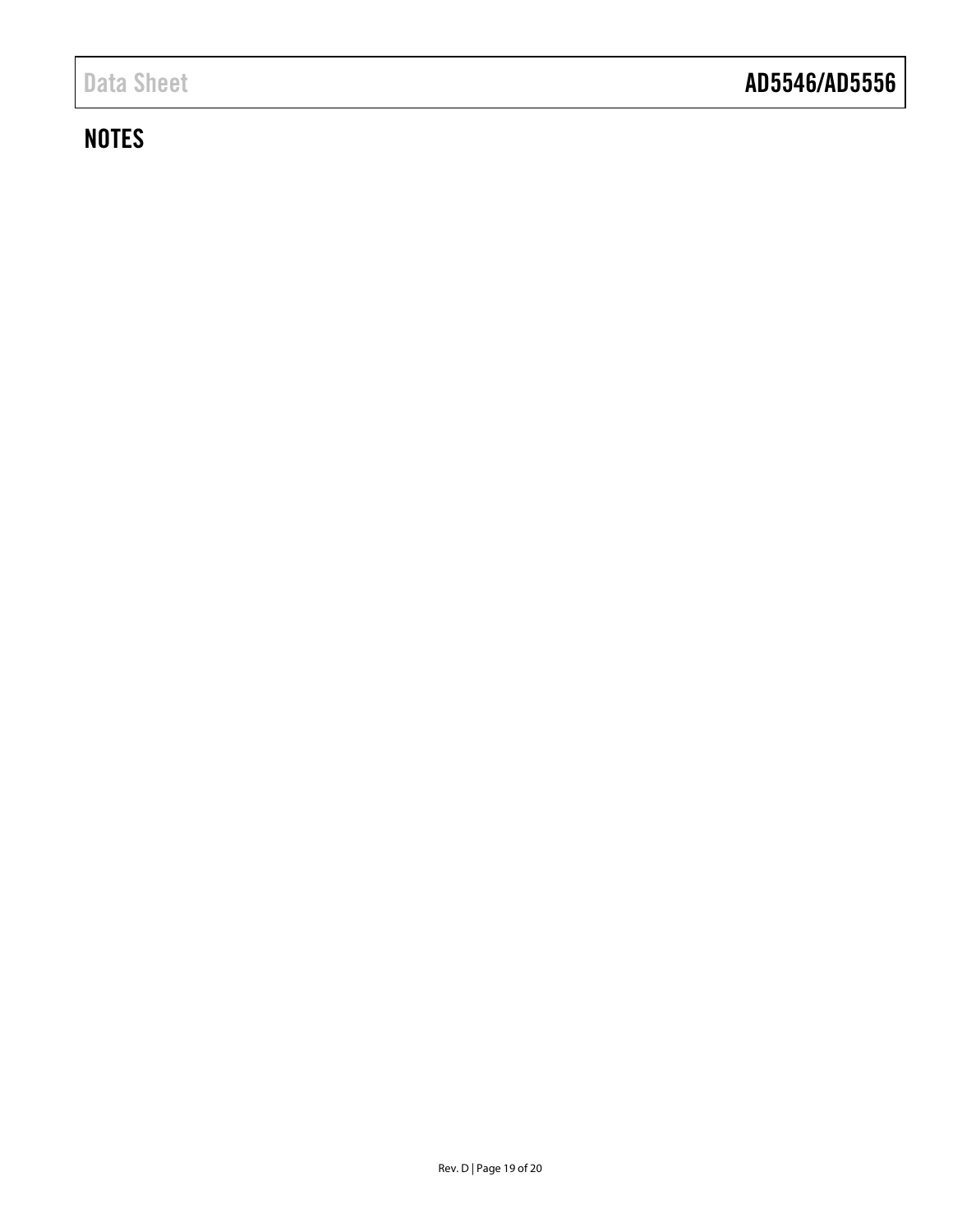## NOTES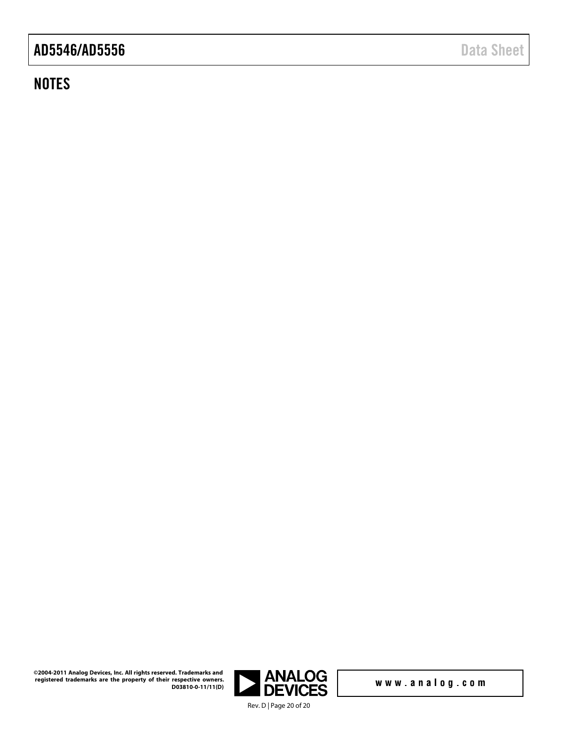## NOTES

©2004-2011 Analog Devices, Inc. All rights reserved. Trademarks and registered trademarks are the property of their respective owners. D03810-0-11/11(D)

www.analog.com